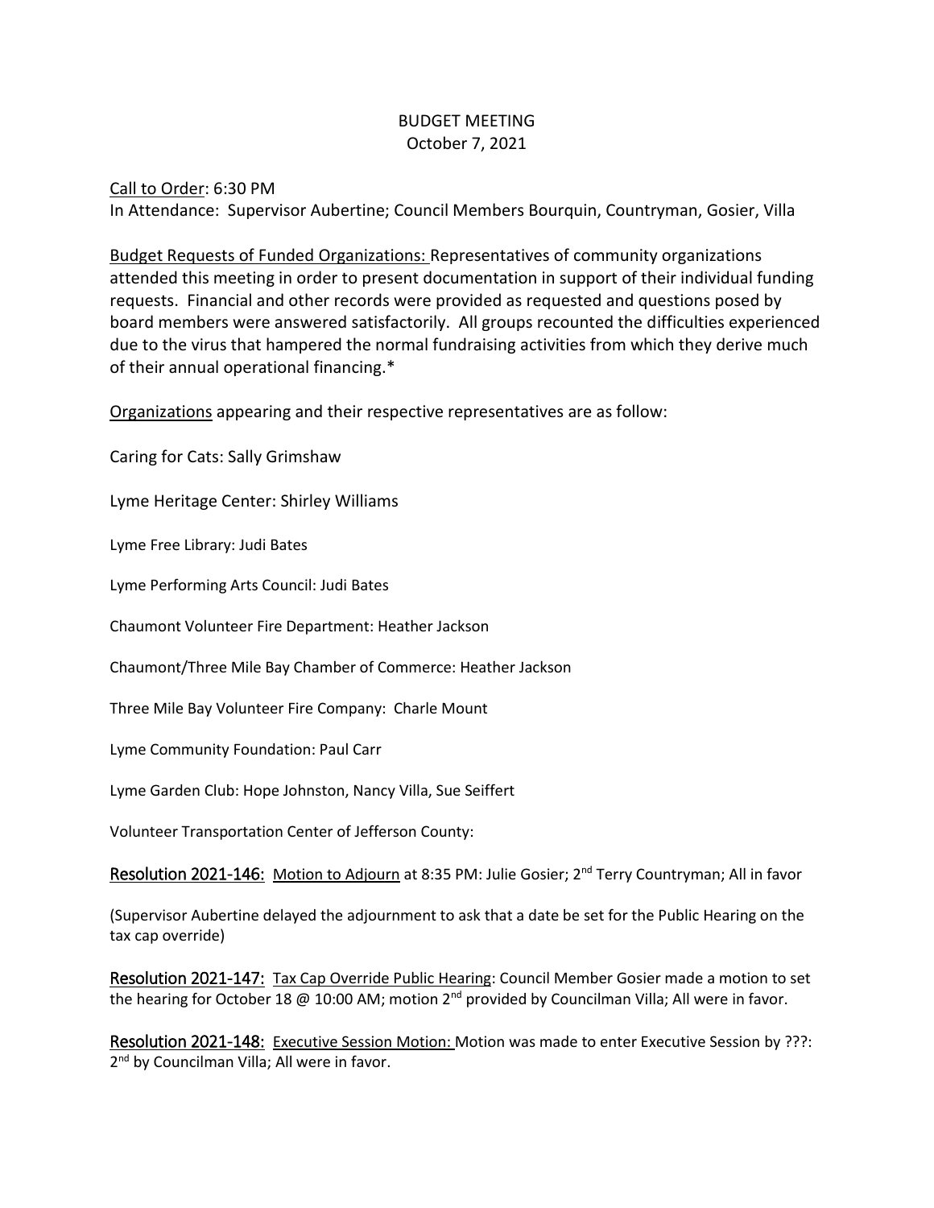# BUDGET MEETING
October 7, 2021

Call to Order: 6:30 PM
In Attendance: Supervisor Aubertine; Council Members Bourquin, Countryman, Gosier, Villa

Budget Requests of Funded Organizations: Representatives of community organizations attended this meeting in order to present documentation in support of their individual funding requests. Financial and other records were provided as requested and questions posed by board members were answered satisfactorily. All groups recounted the difficulties experienced due to the virus that hampered the normal fundraising activities from which they derive much of their annual operational financing.*

Organizations appearing and their respective representatives are as follow:

Caring for Cats: Sally Grimshaw

Lyme Heritage Center: Shirley Williams

Lyme Free Library: Judi Bates

Lyme Performing Arts Council: Judi Bates

Chaumont Volunteer Fire Department: Heather Jackson

Chaumont/Three Mile Bay Chamber of Commerce: Heather Jackson

Three Mile Bay Volunteer Fire Company: Charle Mount

Lyme Community Foundation: Paul Carr

Lyme Garden Club: Hope Johnston, Nancy Villa, Sue Seiffert

Volunteer Transportation Center of Jefferson County:

**Resolution 2021-146:** Motion to Adjourn at 8:35 PM: Julie Gosier; 2nd Terry Countryman; All in favor

(Supervisor Aubertine delayed the adjournment to ask that a date be set for the Public Hearing on the tax cap override)

**Resolution 2021-147:** Tax Cap Override Public Hearing: Council Member Gosier made a motion to set the hearing for October 18 @ 10:00 AM; motion 2nd provided by Councilman Villa; All were in favor.

**Resolution 2021-148:** Executive Session Motion: Motion was made to enter Executive Session by ???: 2nd by Councilman Villa; All were in favor.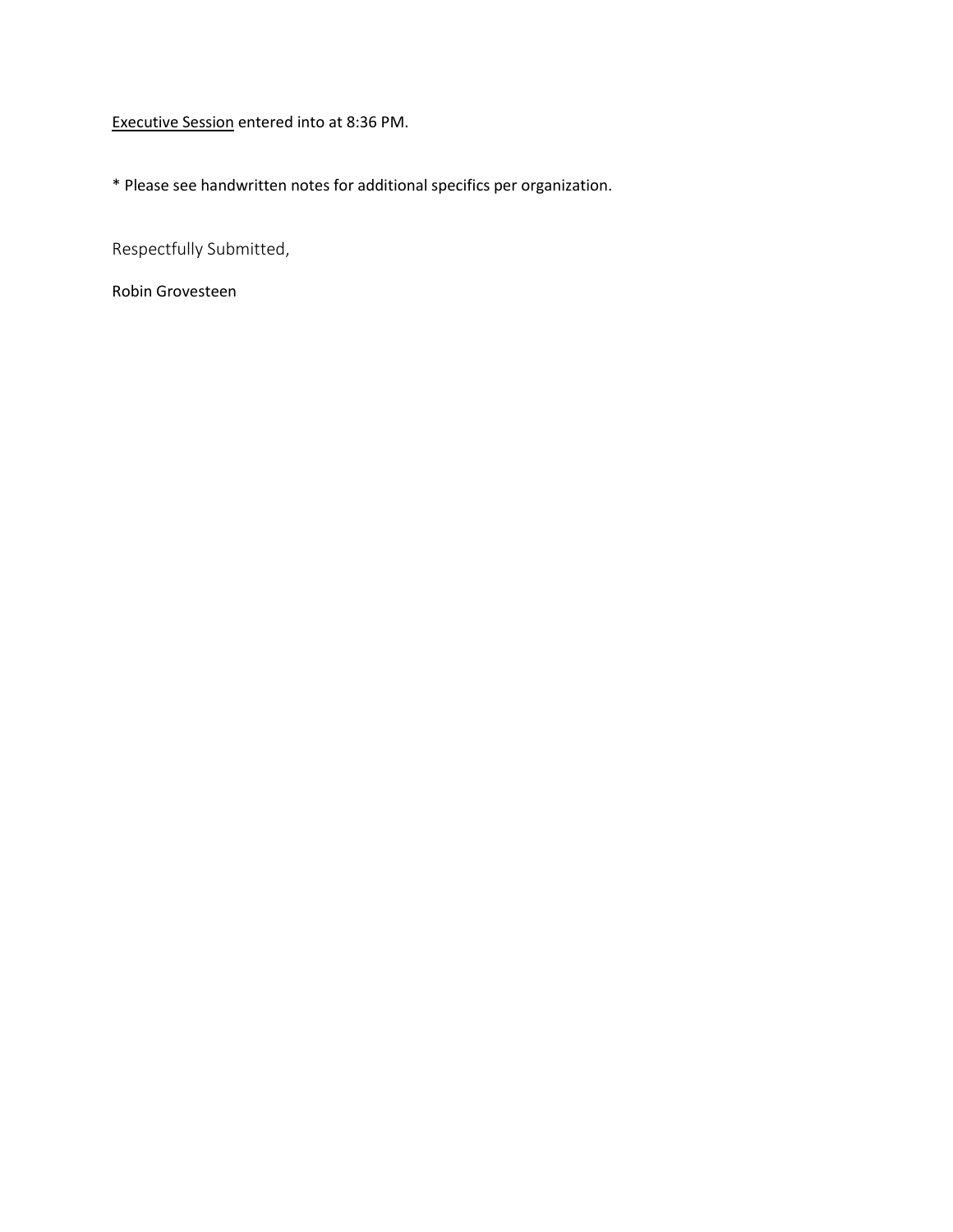<u>Executive Session</u> entered into at 8:36 PM.

* Please see handwritten notes for additional specifics per organization.

Respectfully Submitted,

Robin Grovesteen